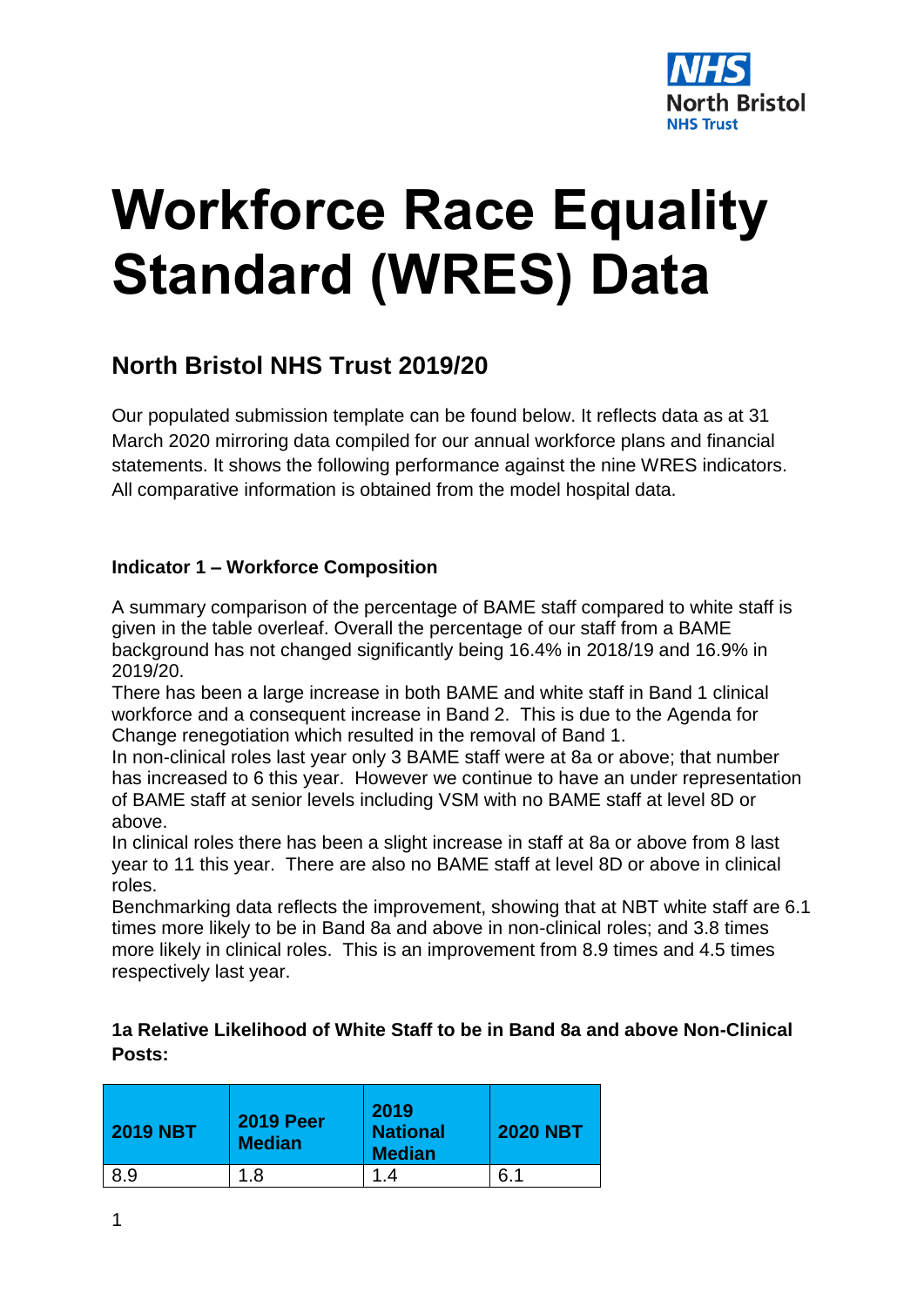# Workforce Race Equality Standard (WRES) Data

## North Bristol NHS Trust 2019/20

Our populated submission template can be found below. It reflects data as at 31 March 2020 mirroring data compiled for our annual workforce plans and financial statements. It shows the following performance against the nine WRES indicators. All comparative information is obtained from the model hospital data.

**Indicator 1 – Workforce Composition**

A summary comparison of the percentage of BAME staff compared to white staff is given in the table overleaf. Overall the percentage of our staff from a BAME background has not changed significantly being 16.4% in 2018/19 and 16.9% in 2019/20.

There has been a large increase in both BAME and white staff in Band 1 clinical workforce and a consequent increase in Band 2. This is due to the Agenda for Change renegotiation which resulted in the removal of Band 1.

In non-clinical roles last year only 3 BAME staff were at 8a or above; that number has increased to 6 this year. However we continue to have an under representation of BAME staff at senior levels including VSM with no BAME staff at level 8D or above.

In clinical roles there has been a slight increase in staff at 8a or above from 8 last year to 11 this year. There are also no BAME staff at level 8D or above in clinical roles.

Benchmarking data reflects the improvement, showing that at NBT white staff are 6.1 times more likely to be in Band 8a and above in non-clinical roles; and 3.8 times more likely in clinical roles. This is an improvement from 8.9 times and 4.5 times respectively last year.

**1a Relative Likelihood of White Staff to be in Band 8a and above Non-Clinical Posts:**

| 2019 NBT | 2019 Peer Median | 2019 National Median | 2020 NBT |
|---|---|---|---|
| 8.9 | 1.8 | 1.4 | 6.1 |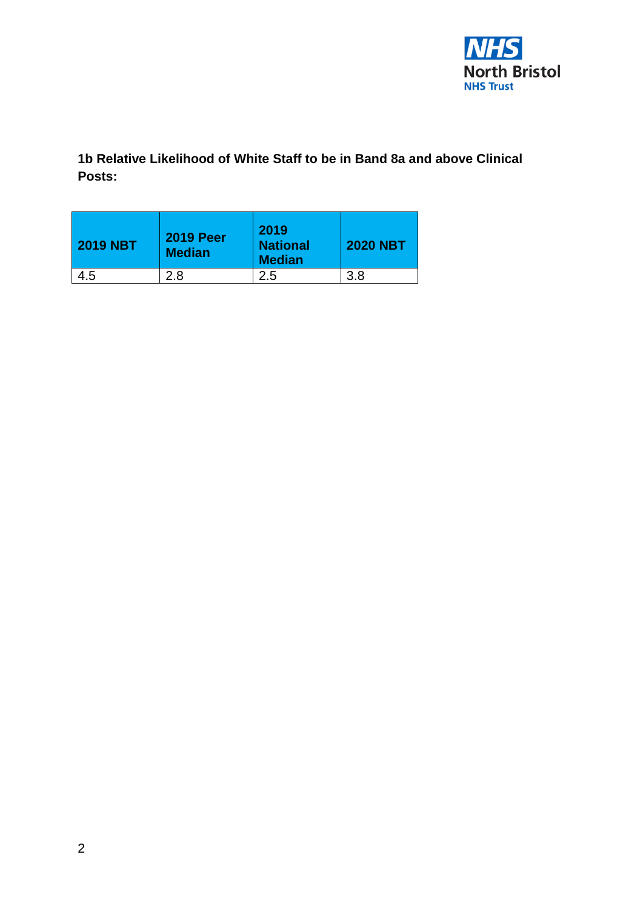**1b Relative Likelihood of White Staff to be in Band 8a and above Clinical Posts:**

| 2019 NBT | 2019 Peer Median | 2019 National Median | 2020 NBT |
|---|---|---|---|
| 4.5 | 2.8 | 2.5 | 3.8 |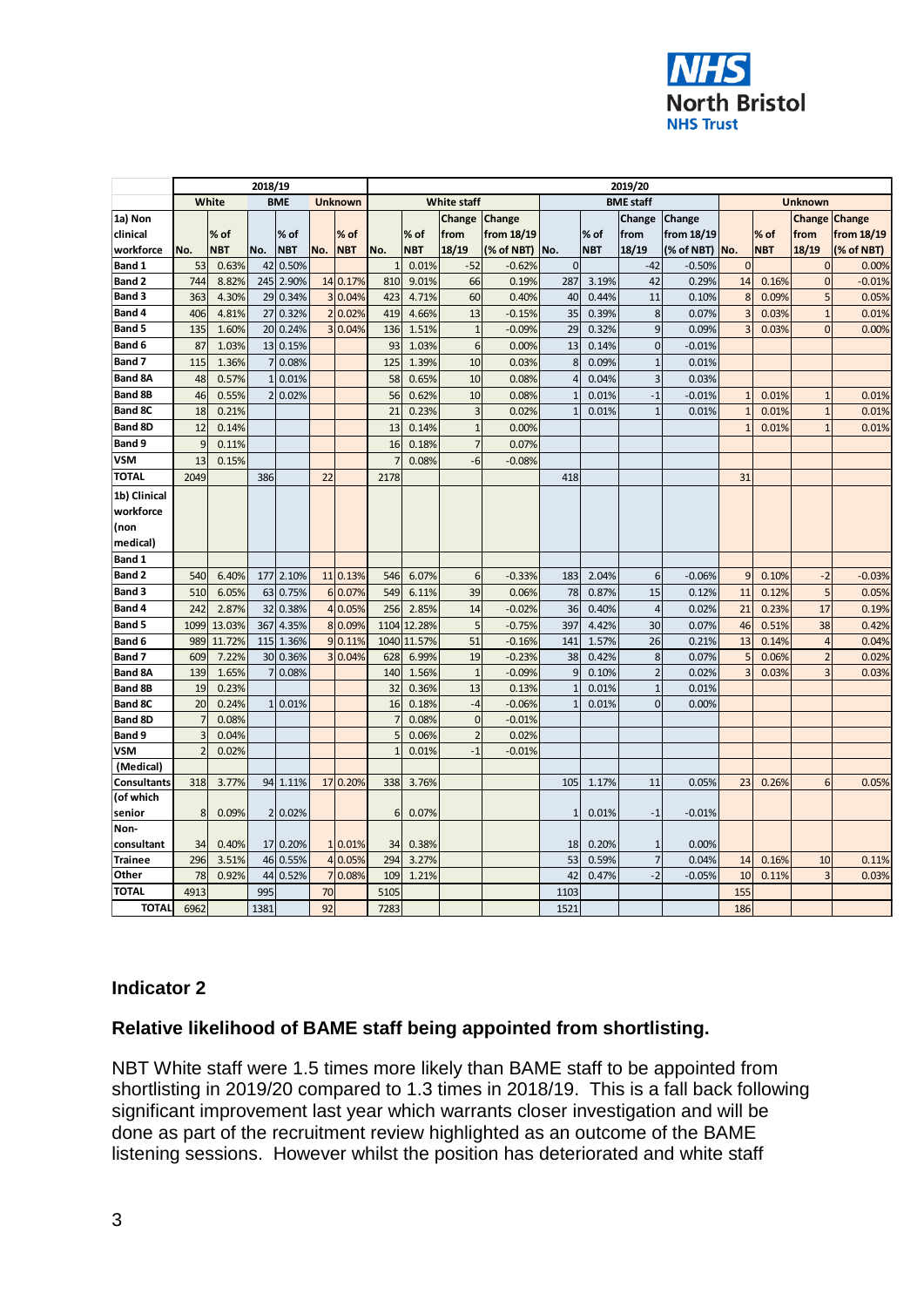| | 2018/19 | | | | | | 2019/20 | | | | | | | | | | | |
|---|---|---|---|---|---|---|---|---|---|---|---|---|---|---|---|---|---|---|
| | White | | BME | | Unknown | | White staff | | | | BME staff | | | | Unknown | | | |
| 1a) Non clinical workforce | No. | % of NBT | No. | % of NBT | No. | % of NBT | No. | % of NBT | Change from 18/19 | Change from 18/19 (% of NBT) | No. | % of NBT | Change from 18/19 | Change from 18/19 (% of NBT) | No. | % of NBT | Change from 18/19 | Change from 18/19 (% of NBT) |
| Band 1 | 53 | 0.63% | 42 | 0.50% | | | 1 | 0.01% | -52 | -0.62% | 0 | | -42 | -0.50% | 0 | | 0 | 0.00% |
| Band 2 | 744 | 8.82% | 245 | 2.90% | 14 | 0.17% | 810 | 9.01% | 66 | 0.19% | 287 | 3.19% | 42 | 0.29% | 14 | 0.16% | 0 | -0.01% |
| Band 3 | 363 | 4.30% | 29 | 0.34% | 3 | 0.04% | 423 | 4.71% | 60 | 0.40% | 40 | 0.44% | 11 | 0.10% | 8 | 0.09% | 5 | 0.05% |
| Band 4 | 406 | 4.81% | 27 | 0.32% | 2 | 0.02% | 419 | 4.66% | 13 | -0.15% | 35 | 0.39% | 8 | 0.07% | 3 | 0.03% | 1 | 0.01% |
| Band 5 | 135 | 1.60% | 20 | 0.24% | 3 | 0.04% | 136 | 1.51% | 1 | -0.09% | 29 | 0.32% | 9 | 0.09% | 3 | 0.03% | 0 | 0.00% |
| Band 6 | 87 | 1.03% | 13 | 0.15% | | | 93 | 1.03% | 6 | 0.00% | 13 | 0.14% | 0 | -0.01% | | | | |
| Band 7 | 115 | 1.36% | 7 | 0.08% | | | 125 | 1.39% | 10 | 0.03% | 8 | 0.09% | 1 | 0.01% | | | | |
| Band 8A | 48 | 0.57% | 1 | 0.01% | | | 58 | 0.65% | 10 | 0.08% | 4 | 0.04% | 3 | 0.03% | | | | |
| Band 8B | 46 | 0.55% | 2 | 0.02% | | | 56 | 0.62% | 10 | 0.08% | 1 | 0.01% | -1 | -0.01% | 1 | 0.01% | 1 | 0.01% |
| Band 8C | 18 | 0.21% | | | | | 21 | 0.23% | 3 | 0.02% | 1 | 0.01% | 1 | 0.01% | 1 | 0.01% | 1 | 0.01% |
| Band 8D | 12 | 0.14% | | | | | 13 | 0.14% | 1 | 0.00% | | | | | 1 | 0.01% | 1 | 0.01% |
| Band 9 | 9 | 0.11% | | | | | 16 | 0.18% | 7 | 0.07% | | | | | | | | |
| VSM | 13 | 0.15% | | | | | 7 | 0.08% | -6 | -0.08% | | | | | | | | |
| TOTAL | 2049 | | 386 | | 22 | | 2178 | | | | 418 | | | | 31 | | | |
| 1b) Clinical workforce (non medical) | | | | | | | | | | | | | | | | | | |
| Band 1 | | | | | | | | | | | | | | | | | | |
| Band 2 | 540 | 6.40% | 177 | 2.10% | 11 | 0.13% | 546 | 6.07% | 6 | -0.33% | 183 | 2.04% | 6 | -0.06% | 9 | 0.10% | -2 | -0.03% |
| Band 3 | 510 | 6.05% | 63 | 0.75% | 6 | 0.07% | 549 | 6.11% | 39 | 0.06% | 78 | 0.87% | 15 | 0.12% | 11 | 0.12% | 5 | 0.05% |
| Band 4 | 242 | 2.87% | 32 | 0.38% | 4 | 0.05% | 256 | 2.85% | 14 | -0.02% | 36 | 0.40% | 4 | 0.02% | 21 | 0.23% | 17 | 0.19% |
| Band 5 | 1099 | 13.03% | 367 | 4.35% | 8 | 0.09% | 1104 | 12.28% | 5 | -0.75% | 397 | 4.42% | 30 | 0.07% | 46 | 0.51% | 38 | 0.42% |
| Band 6 | 989 | 11.72% | 115 | 1.36% | 9 | 0.11% | 1040 | 11.57% | 51 | -0.16% | 141 | 1.57% | 26 | 0.21% | 13 | 0.14% | 4 | 0.04% |
| Band 7 | 609 | 7.22% | 30 | 0.36% | 3 | 0.04% | 628 | 6.99% | 19 | -0.23% | 38 | 0.42% | 8 | 0.07% | 5 | 0.06% | 2 | 0.02% |
| Band 8A | 139 | 1.65% | 7 | 0.08% | | | 140 | 1.56% | 1 | -0.09% | 9 | 0.10% | 2 | 0.02% | 3 | 0.03% | 3 | 0.03% |
| Band 8B | 19 | 0.23% | | | | | 32 | 0.36% | 13 | 0.13% | 1 | 0.01% | 1 | 0.01% | | | | |
| Band 8C | 20 | 0.24% | 1 | 0.01% | | | 16 | 0.18% | -4 | -0.06% | 1 | 0.01% | 0 | 0.00% | | | | |
| Band 8D | 7 | 0.08% | | | | | 7 | 0.08% | 0 | -0.01% | | | | | | | | |
| Band 9 | 3 | 0.04% | | | | | 5 | 0.06% | 2 | 0.02% | | | | | | | | |
| VSM | 2 | 0.02% | | | | | 1 | 0.01% | -1 | -0.01% | | | | | | | | |
| (Medical) | | | | | | | | | | | | | | | | | | |
| Consultants | 318 | 3.77% | 94 | 1.11% | 17 | 0.20% | 338 | 3.76% | | | 105 | 1.17% | 11 | 0.05% | 23 | 0.26% | 6 | 0.05% |
| (of which senior | 8 | 0.09% | 2 | 0.02% | | | 6 | 0.07% | | | 1 | 0.01% | -1 | -0.01% | | | | |
| Non-consultant | 34 | 0.40% | 17 | 0.20% | 1 | 0.01% | 34 | 0.38% | | | 18 | 0.20% | 1 | 0.00% | | | | |
| Trainee | 296 | 3.51% | 46 | 0.55% | 4 | 0.05% | 294 | 3.27% | | | 53 | 0.59% | 7 | 0.04% | 14 | 0.16% | 10 | 0.11% |
| Other | 78 | 0.92% | 44 | 0.52% | 7 | 0.08% | 109 | 1.21% | | | 42 | 0.47% | -2 | -0.05% | 10 | 0.11% | 3 | 0.03% |
| TOTAL | 4913 | | 995 | | 70 | | 5105 | | | | 1103 | | | | 155 | | | |
| TOTAL | 6962 | | 1381 | | 92 | | 7283 | | | | 1521 | | | | 186 | | | |

## Indicator 2

### Relative likelihood of BAME staff being appointed from shortlisting.

NBT White staff were 1.5 times more likely than BAME staff to be appointed from shortlisting in 2019/20 compared to 1.3 times in 2018/19. This is a fall back following significant improvement last year which warrants closer investigation and will be done as part of the recruitment review highlighted as an outcome of the BAME listening sessions. However whilst the position has deteriorated and white staff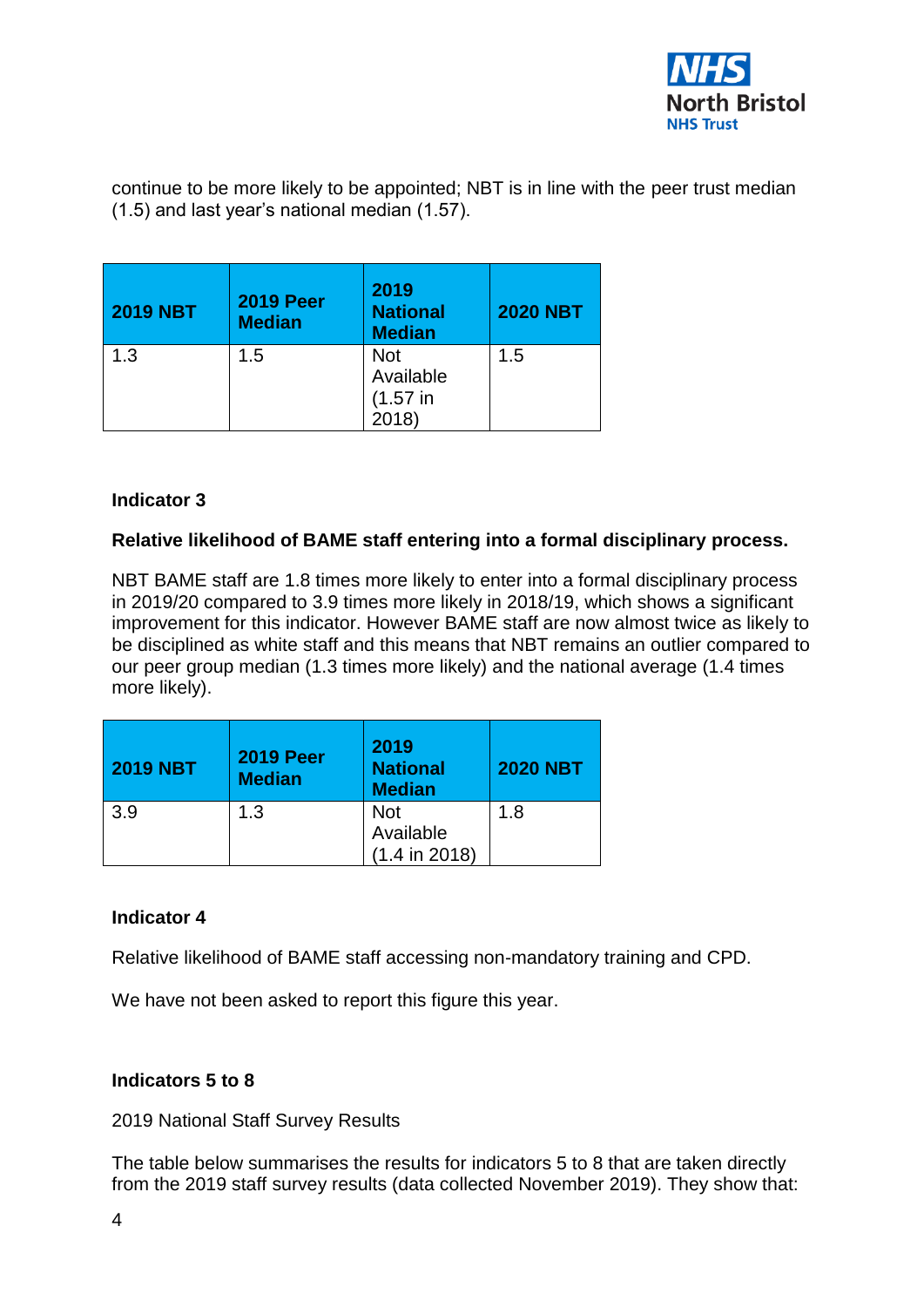continue to be more likely to be appointed; NBT is in line with the peer trust median (1.5) and last year's national median (1.57).

| 2019 NBT | 2019 Peer Median | 2019 National Median | 2020 NBT |
| --- | --- | --- | --- |
| 1.3 | 1.5 | Not Available (1.57 in 2018) | 1.5 |

**Indicator 3**

**Relative likelihood of BAME staff entering into a formal disciplinary process.**

NBT BAME staff are 1.8 times more likely to enter into a formal disciplinary process in 2019/20 compared to 3.9 times more likely in 2018/19, which shows a significant improvement for this indicator. However BAME staff are now almost twice as likely to be disciplined as white staff and this means that NBT remains an outlier compared to our peer group median (1.3 times more likely) and the national average (1.4 times more likely).

| 2019 NBT | 2019 Peer Median | 2019 National Median | 2020 NBT |
| --- | --- | --- | --- |
| 3.9 | 1.3 | Not Available (1.4 in 2018) | 1.8 |

**Indicator 4**

Relative likelihood of BAME staff accessing non-mandatory training and CPD.

We have not been asked to report this figure this year.

**Indicators 5 to 8**

2019 National Staff Survey Results

The table below summarises the results for indicators 5 to 8 that are taken directly from the 2019 staff survey results (data collected November 2019). They show that: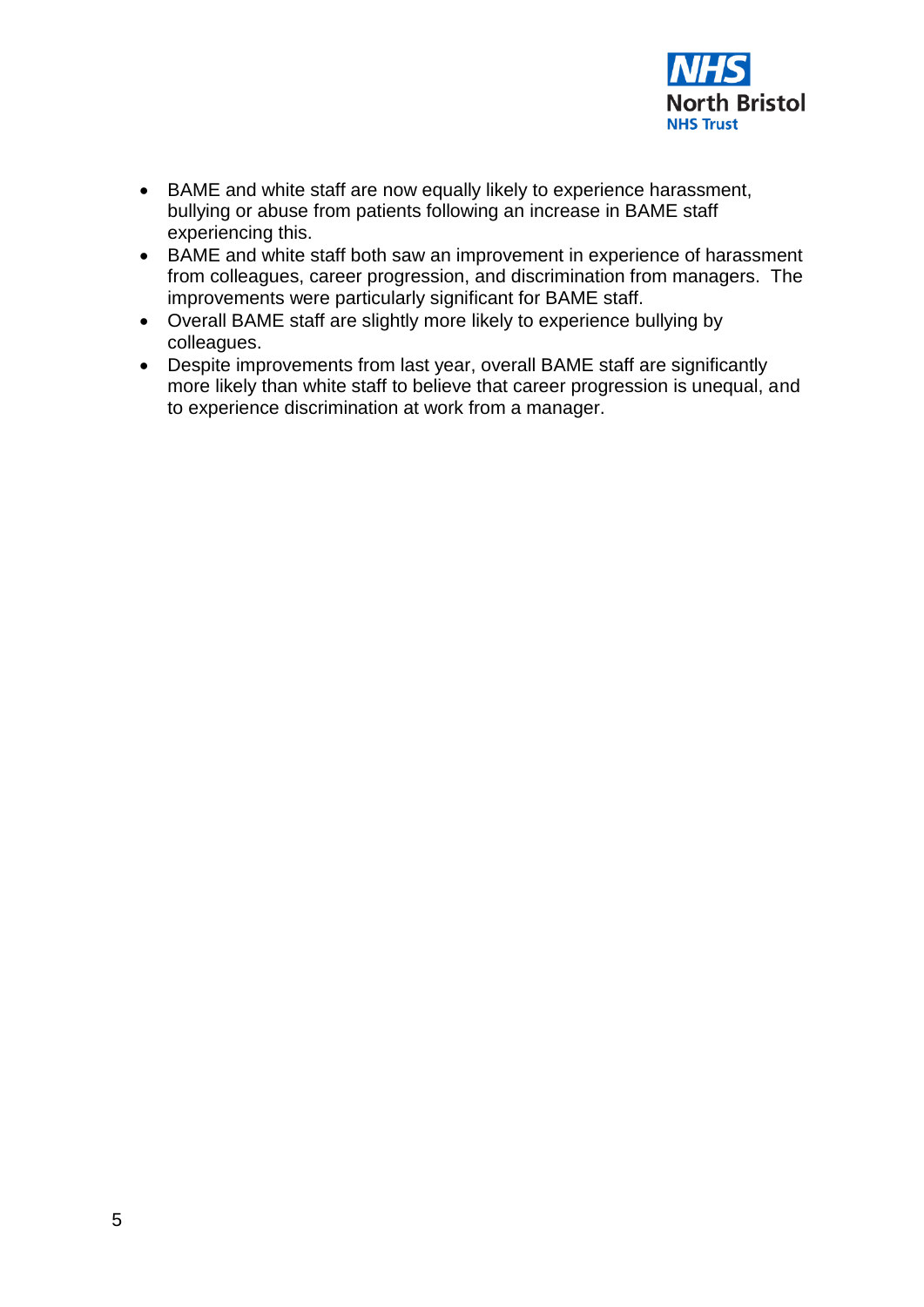- BAME and white staff are now equally likely to experience harassment, bullying or abuse from patients following an increase in BAME staff experiencing this.
- BAME and white staff both saw an improvement in experience of harassment from colleagues, career progression, and discrimination from managers. The improvements were particularly significant for BAME staff.
- Overall BAME staff are slightly more likely to experience bullying by colleagues.
- Despite improvements from last year, overall BAME staff are significantly more likely than white staff to believe that career progression is unequal, and to experience discrimination at work from a manager.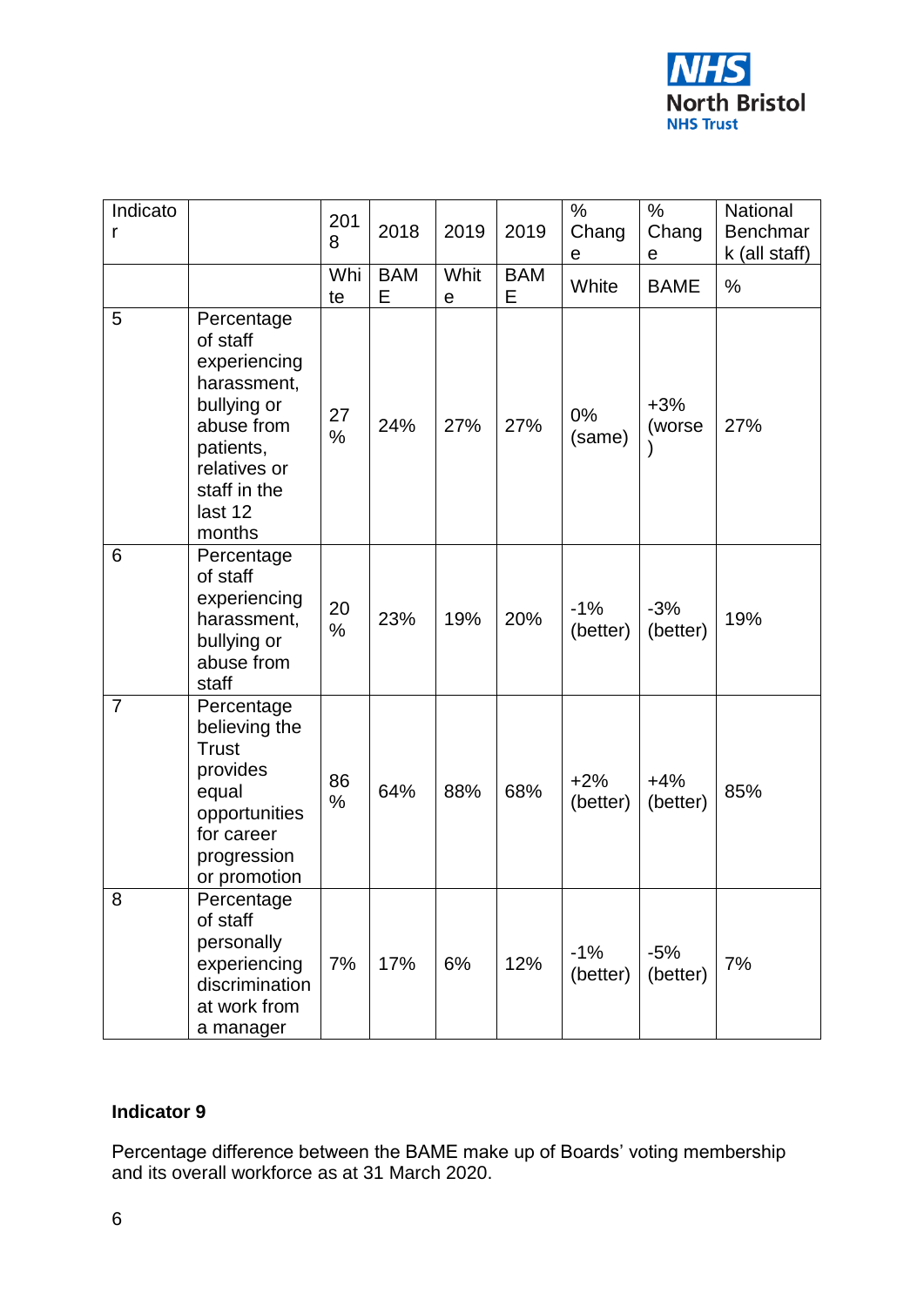| Indicator | | 2018 | 2018 | 2019 | 2019 | % Change | % Change | National Benchmark (all staff) |
|---|---|---|---|---|---|---|---|---|
| | | White | BAME | White | BAME | White | BAME | % |
| 5 | Percentage of staff experiencing harassment, bullying or abuse from patients, relatives or staff in the last 12 months | 27% | 24% | 27% | 27% | 0% (same) | +3% (worse) | 27% |
| 6 | Percentage of staff experiencing harassment, bullying or abuse from staff | 20% | 23% | 19% | 20% | -1% (better) | -3% (better) | 19% |
| 7 | Percentage believing the Trust provides equal opportunities for career progression or promotion | 86% | 64% | 88% | 68% | +2% (better) | +4% (better) | 85% |
| 8 | Percentage of staff personally experiencing discrimination at work from a manager | 7% | 17% | 6% | 12% | -1% (better) | -5% (better) | 7% |

**Indicator 9**

Percentage difference between the BAME make up of Boards' voting membership and its overall workforce as at 31 March 2020.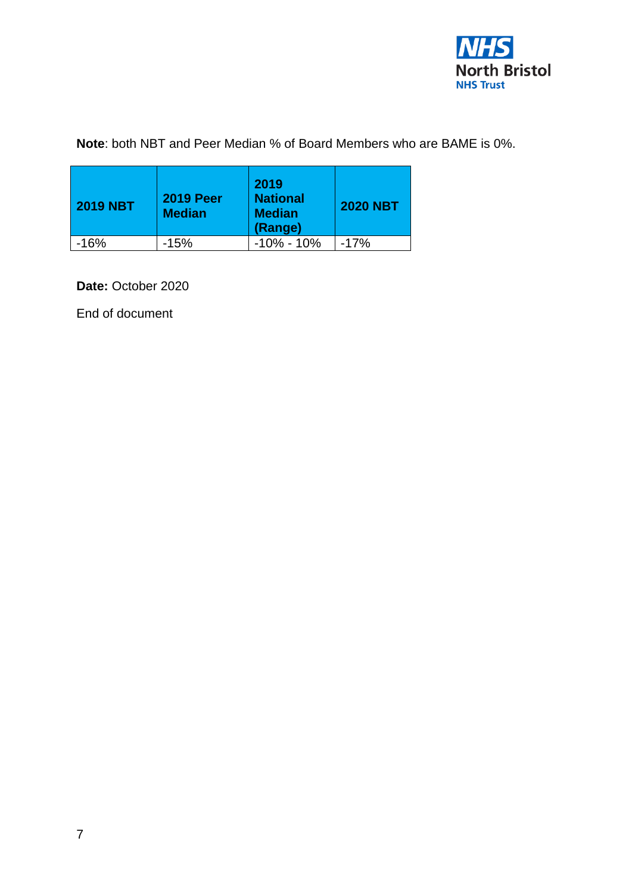**Note**: both NBT and Peer Median % of Board Members who are BAME is 0%.

| 2019 NBT | 2019 Peer Median | 2019 National Median (Range) | 2020 NBT |
|---|---|---|---|
| -16% | -15% | -10% - 10% | -17% |

**Date:** October 2020

End of document